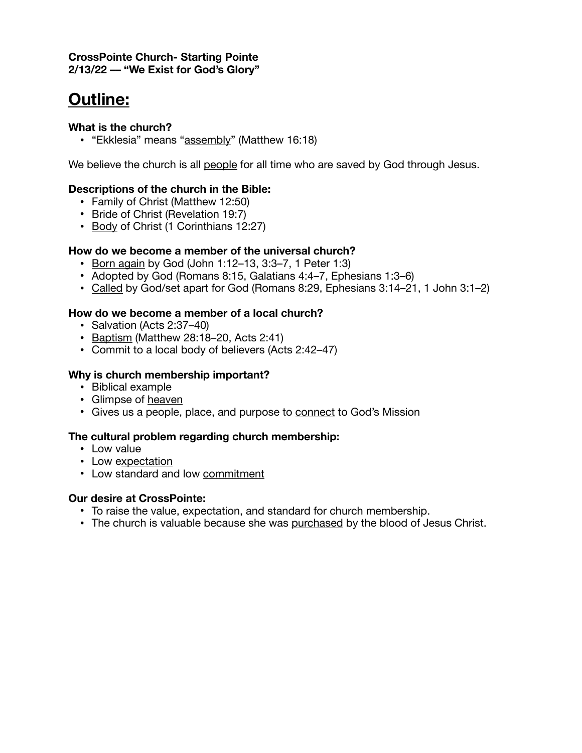**CrossPointe Church- Starting Pointe**
**2/13/22 — "We Exist for God's Glory"**

# Outline:

**What is the church?**

- "Ekklesia" means "<u>assembly</u>" (Matthew 16:18)

We believe the church is all <u>people</u> for all time who are saved by God through Jesus.

**Descriptions of the church in the Bible:**

- Family of Christ (Matthew 12:50)
- Bride of Christ (Revelation 19:7)
- <u>Body</u> of Christ (1 Corinthians 12:27)

**How do we become a member of the universal church?**

- <u>Born again</u> by God (John 1:12–13, 3:3–7, 1 Peter 1:3)
- Adopted by God (Romans 8:15, Galatians 4:4–7, Ephesians 1:3–6)
- <u>Called</u> by God/set apart for God (Romans 8:29, Ephesians 3:14–21, 1 John 3:1–2)

**How do we become a member of a local church?**

- Salvation (Acts 2:37–40)
- <u>Baptism</u> (Matthew 28:18–20, Acts 2:41)
- Commit to a local body of believers (Acts 2:42–47)

**Why is church membership important?**

- Biblical example
- Glimpse of <u>heaven</u>
- Gives us a people, place, and purpose to <u>connect</u> to God's Mission

**The cultural problem regarding church membership:**

- Low value
- Low e<u>xpectation</u>
- Low standard and low <u>commitment</u>

**Our desire at CrossPointe:**

- To raise the value, expectation, and standard for church membership.
- The church is valuable because she was <u>purchased</u> by the blood of Jesus Christ.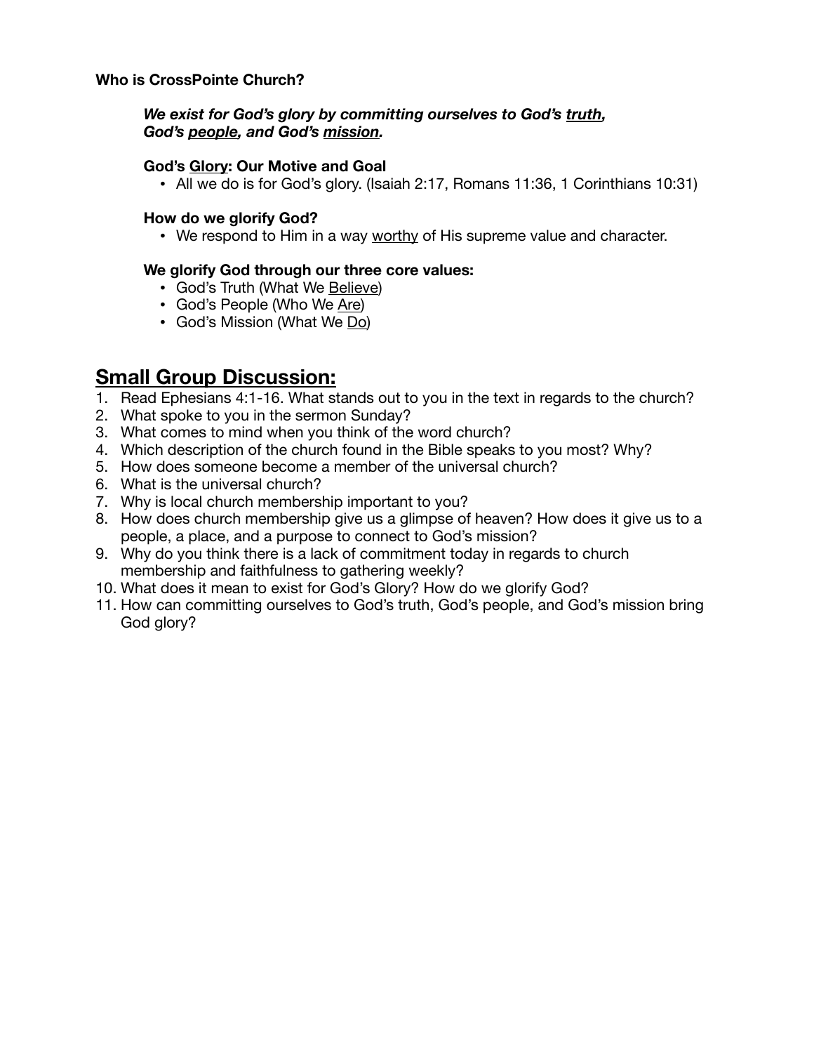**Who is CrossPointe Church?**

***We exist for God's glory by committing ourselves to God's <u>truth</u>, God's <u>people</u>, and God's <u>mission</u>.***

**God's <u>Glory</u>: Our Motive and Goal**

- All we do is for God's glory. (Isaiah 2:17, Romans 11:36, 1 Corinthians 10:31)

**How do we glorify God?**

- We respond to Him in a way <u>worthy</u> of His supreme value and character.

**We glorify God through our three core values:**

- God's Truth (What We <u>Believe</u>)
- God's People (Who We <u>Are</u>)
- God's Mission (What We <u>Do</u>)

## <u>Small Group Discussion:</u>

1. Read Ephesians 4:1-16. What stands out to you in the text in regards to the church?
2. What spoke to you in the sermon Sunday?
3. What comes to mind when you think of the word church?
4. Which description of the church found in the Bible speaks to you most? Why?
5. How does someone become a member of the universal church?
6. What is the universal church?
7. Why is local church membership important to you?
8. How does church membership give us a glimpse of heaven? How does it give us to a people, a place, and a purpose to connect to God's mission?
9. Why do you think there is a lack of commitment today in regards to church membership and faithfulness to gathering weekly?
10. What does it mean to exist for God's Glory? How do we glorify God?
11. How can committing ourselves to God's truth, God's people, and God's mission bring God glory?